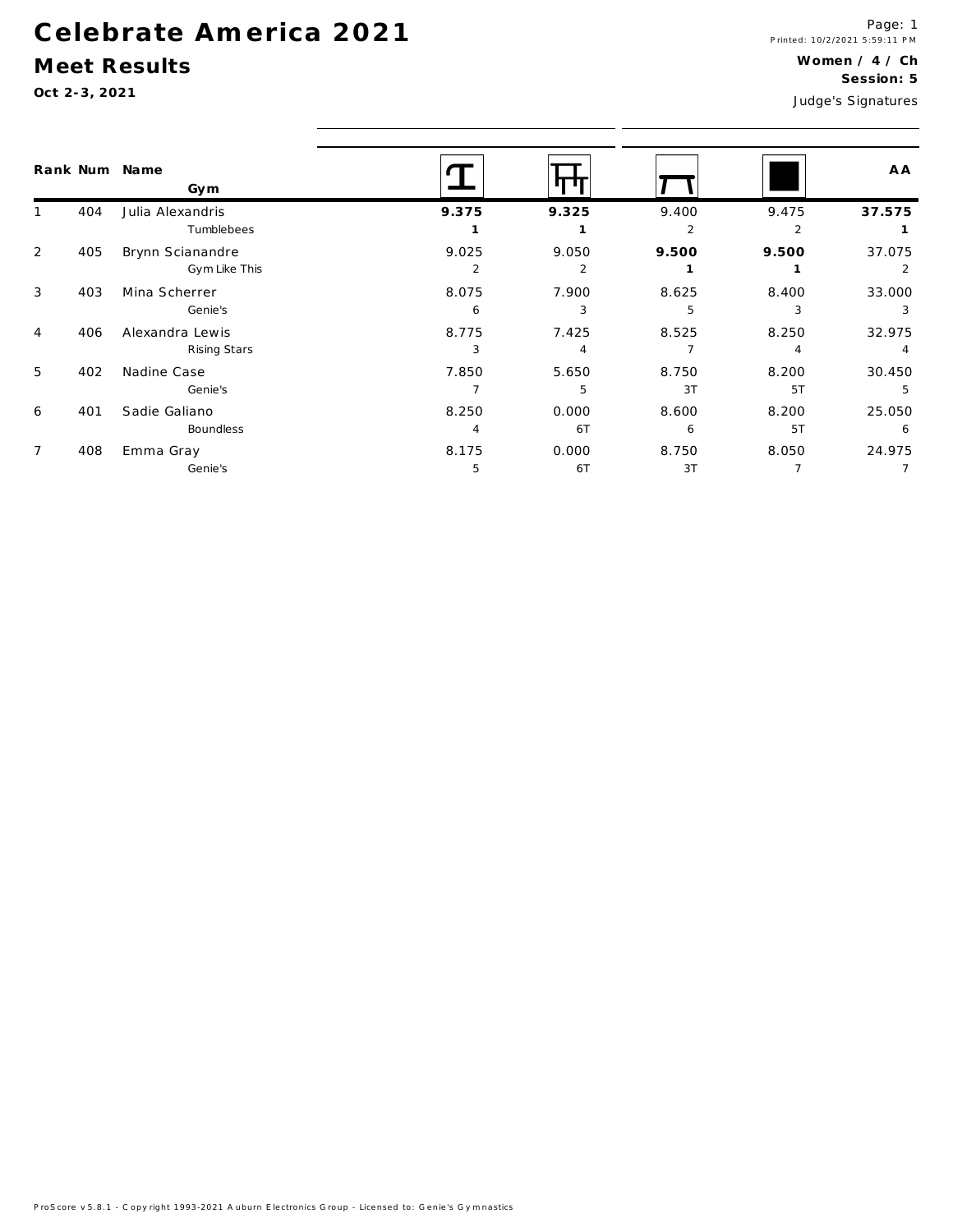# Celebrate America 2021

## Meet Results

**Oct 2-3, 2021**

Printed: 10/2/2021 5:59:11 PM

**Women / 4 / Ch**
**Session: 5**

Judge's Signatures

| Rank | Num | Name / Gym | Vault | Bars | Beam | Floor | AA |
|---|---|---|---|---|---|---|---|
| 1 | 404 | Julia Alexandris | **9.375** | **9.325** | 9.400 | 9.475 | **37.575** |
| | | Tumblebees | **1** | **1** | 2 | 2 | **1** |
| 2 | 405 | Brynn Scianandre | 9.025 | 9.050 | **9.500** | **9.500** | 37.075 |
| | | Gym Like This | 2 | 2 | **1** | **1** | 2 |
| 3 | 403 | Mina Scherrer | 8.075 | 7.900 | 8.625 | 8.400 | 33.000 |
| | | Genie's | 6 | 3 | 5 | 3 | 3 |
| 4 | 406 | Alexandra Lewis | 8.775 | 7.425 | 8.525 | 8.250 | 32.975 |
| | | Rising Stars | 3 | 4 | 7 | 4 | 4 |
| 5 | 402 | Nadine Case | 7.850 | 5.650 | 8.750 | 8.200 | 30.450 |
| | | Genie's | 7 | 5 | 3T | 5T | 5 |
| 6 | 401 | Sadie Galiano | 8.250 | 0.000 | 8.600 | 8.200 | 25.050 |
| | | Boundless | 4 | 6T | 6 | 5T | 6 |
| 7 | 408 | Emma Gray | 8.175 | 0.000 | 8.750 | 8.050 | 24.975 |
| | | Genie's | 5 | 6T | 3T | 7 | 7 |

ProScore v5.8.1 - Copyright 1993-2021 Auburn Electronics Group - Licensed to: Genie's Gymnastics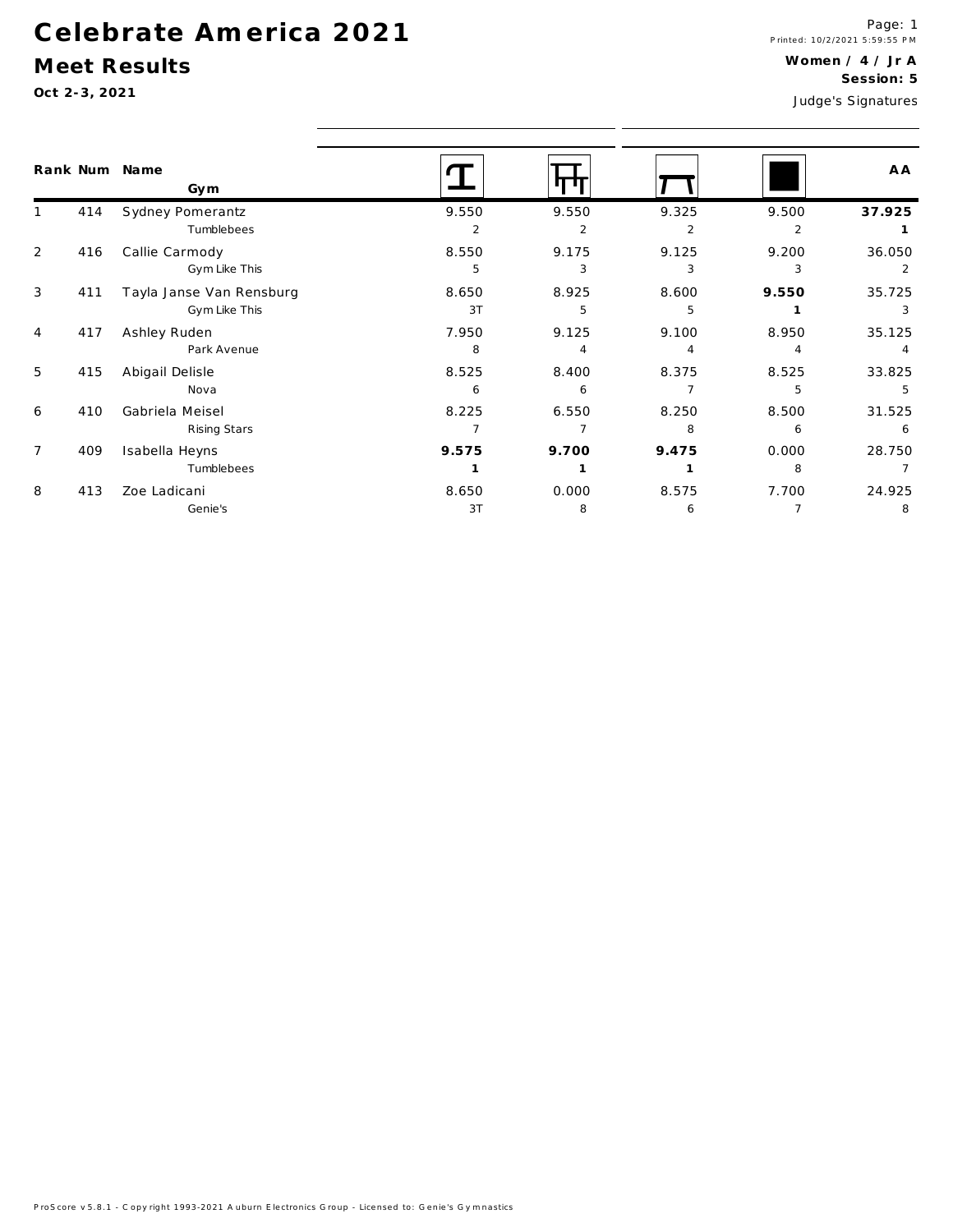# Celebrate America 2021

## Meet Results

**Oct 2-3, 2021**

**Women / 4 / Jr A**
**Session: 5**

Judge's Signatures

| Rank | Num | Name / Gym | Vault | Bars | Beam | Floor | AA |
|---|---|---|---|---|---|---|---|
| 1 | 414 | Sydney Pomerantz | 9.550 | 9.550 | 9.325 | 9.500 | **37.925** |
| | | Tumblebees | 2 | 2 | 2 | 2 | **1** |
| 2 | 416 | Callie Carmody | 8.550 | 9.175 | 9.125 | 9.200 | 36.050 |
| | | Gym Like This | 5 | 3 | 3 | 3 | 2 |
| 3 | 411 | Tayla Janse Van Rensburg | 8.650 | 8.925 | 8.600 | **9.550** | 35.725 |
| | | Gym Like This | 3T | 5 | 5 | **1** | 3 |
| 4 | 417 | Ashley Ruden | 7.950 | 9.125 | 9.100 | 8.950 | 35.125 |
| | | Park Avenue | 8 | 4 | 4 | 4 | 4 |
| 5 | 415 | Abigail Delisle | 8.525 | 8.400 | 8.375 | 8.525 | 33.825 |
| | | Nova | 6 | 6 | 7 | 5 | 5 |
| 6 | 410 | Gabriela Meisel | 8.225 | 6.550 | 8.250 | 8.500 | 31.525 |
| | | Rising Stars | 7 | 7 | 8 | 6 | 6 |
| 7 | 409 | Isabella Heyns | **9.575** | **9.700** | **9.475** | 0.000 | 28.750 |
| | | Tumblebees | **1** | **1** | **1** | 8 | 7 |
| 8 | 413 | Zoe Ladicani | 8.650 | 0.000 | 8.575 | 7.700 | 24.925 |
| | | Genie's | 3T | 8 | 6 | 7 | 8 |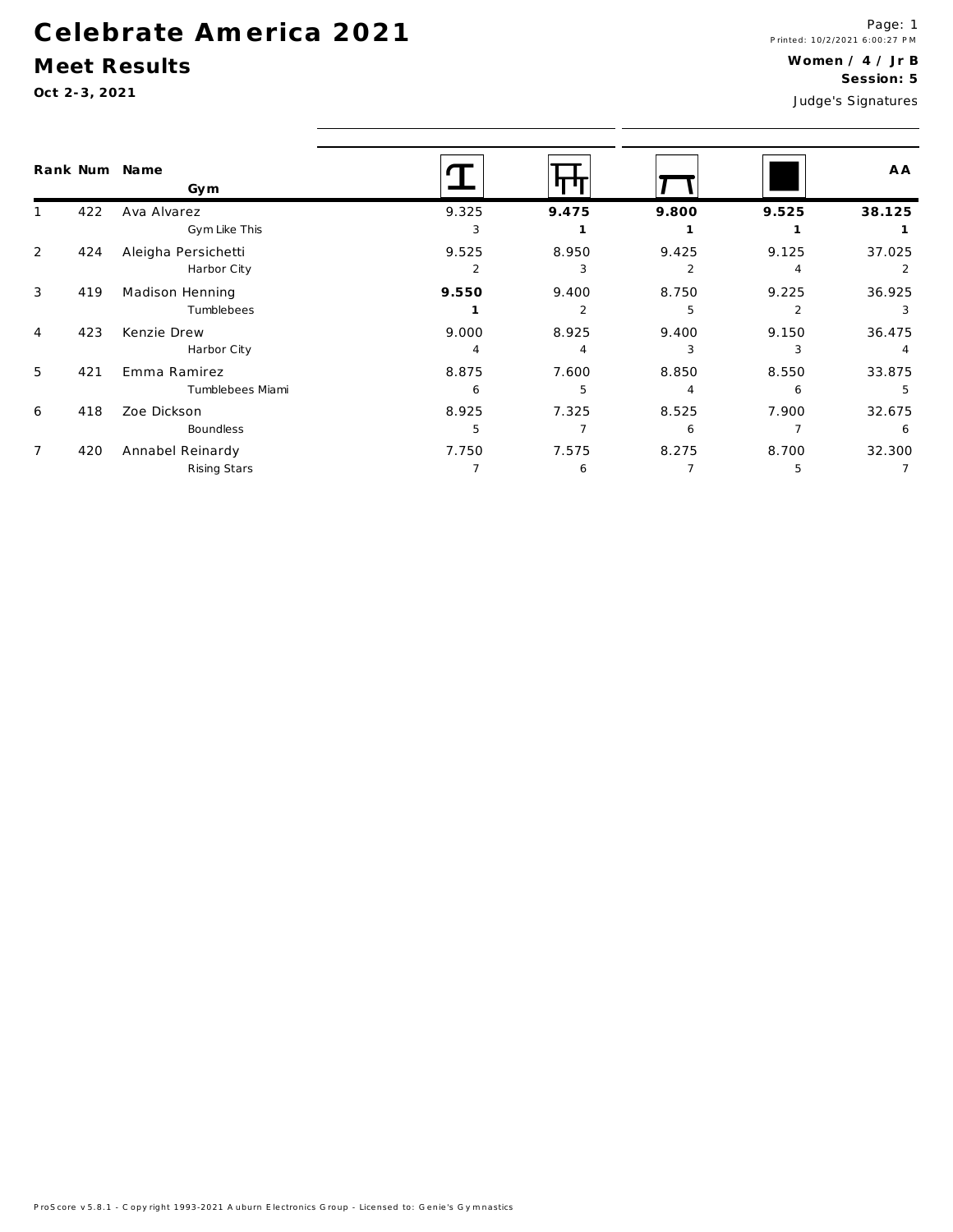# Celebrate America 2021

## Meet Results

**Oct 2-3, 2021**

Printed: 10/2/2021 6:00:27 PM

**Women / 4 / Jr B**

**Session: 5**

Judge's Signatures

| Rank | Num | Name / Gym | Vault | Bars | Beam | Floor | AA |
|---|---|---|---|---|---|---|---|
| 1 | 422 | Ava Alvarez | 9.325 | **9.475** | **9.800** | **9.525** | **38.125** |
| | | Gym Like This | 3 | **1** | **1** | **1** | **1** |
| 2 | 424 | Aleigha Persichetti | 9.525 | 8.950 | 9.425 | 9.125 | 37.025 |
| | | Harbor City | 2 | 3 | 2 | 4 | 2 |
| 3 | 419 | Madison Henning | **9.550** | 9.400 | 8.750 | 9.225 | 36.925 |
| | | Tumblebees | **1** | 2 | 5 | 2 | 3 |
| 4 | 423 | Kenzie Drew | 9.000 | 8.925 | 9.400 | 9.150 | 36.475 |
| | | Harbor City | 4 | 4 | 3 | 3 | 4 |
| 5 | 421 | Emma Ramirez | 8.875 | 7.600 | 8.850 | 8.550 | 33.875 |
| | | Tumblebees Miami | 6 | 5 | 4 | 6 | 5 |
| 6 | 418 | Zoe Dickson | 8.925 | 7.325 | 8.525 | 7.900 | 32.675 |
| | | Boundless | 5 | 7 | 6 | 7 | 6 |
| 7 | 420 | Annabel Reinardy | 7.750 | 7.575 | 8.275 | 8.700 | 32.300 |
| | | Rising Stars | 7 | 6 | 7 | 5 | 7 |

ProScore v5.8.1 - Copyright 1993-2021 Auburn Electronics Group - Licensed to: Genie's Gymnastics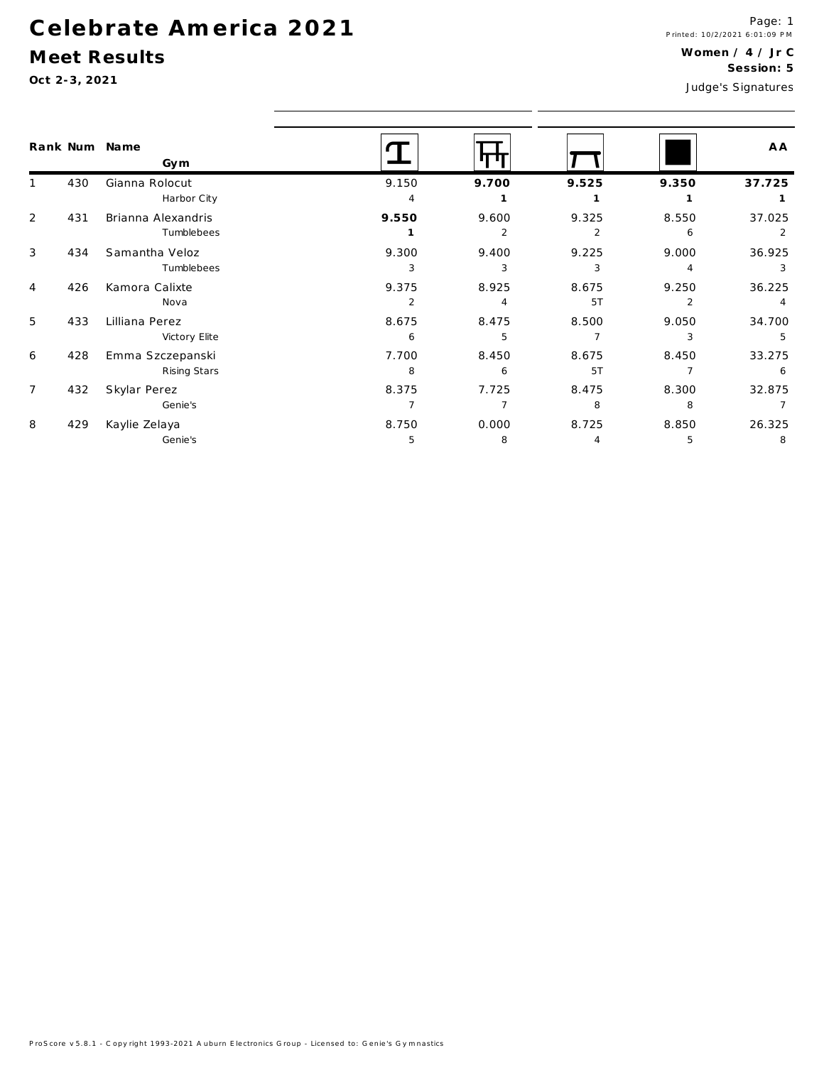# Celebrate America 2021

## Meet Results

**Oct 2-3, 2021**

Printed: 10/2/2021 6:01:09 PM

**Women / 4 / Jr C**
**Session: 5**

Judge's Signatures

| Rank | Num | Name / Gym | Vault | Bars | Beam | Floor | AA |
|---|---|---|---|---|---|---|---|
| 1 | 430 | Gianna Rolocut | 9.150 | **9.700** | **9.525** | **9.350** | **37.725** |
| | | Harbor City | 4 | **1** | **1** | **1** | **1** |
| 2 | 431 | Brianna Alexandris | **9.550** | 9.600 | 9.325 | 8.550 | 37.025 |
| | | Tumblebees | **1** | 2 | 2 | 6 | 2 |
| 3 | 434 | Samantha Veloz | 9.300 | 9.400 | 9.225 | 9.000 | 36.925 |
| | | Tumblebees | 3 | 3 | 3 | 4 | 3 |
| 4 | 426 | Kamora Calixte | 9.375 | 8.925 | 8.675 | 9.250 | 36.225 |
| | | Nova | 2 | 4 | 5T | 2 | 4 |
| 5 | 433 | Lilliana Perez | 8.675 | 8.475 | 8.500 | 9.050 | 34.700 |
| | | Victory Elite | 6 | 5 | 7 | 3 | 5 |
| 6 | 428 | Emma Szczepanski | 7.700 | 8.450 | 8.675 | 8.450 | 33.275 |
| | | Rising Stars | 8 | 6 | 5T | 7 | 6 |
| 7 | 432 | Skylar Perez | 8.375 | 7.725 | 8.475 | 8.300 | 32.875 |
| | | Genie's | 7 | 7 | 8 | 8 | 7 |
| 8 | 429 | Kaylie Zelaya | 8.750 | 0.000 | 8.725 | 8.850 | 26.325 |
| | | Genie's | 5 | 8 | 4 | 5 | 8 |

ProScore v5.8.1 - Copyright 1993-2021 Auburn Electronics Group - Licensed to: Genie's Gymnastics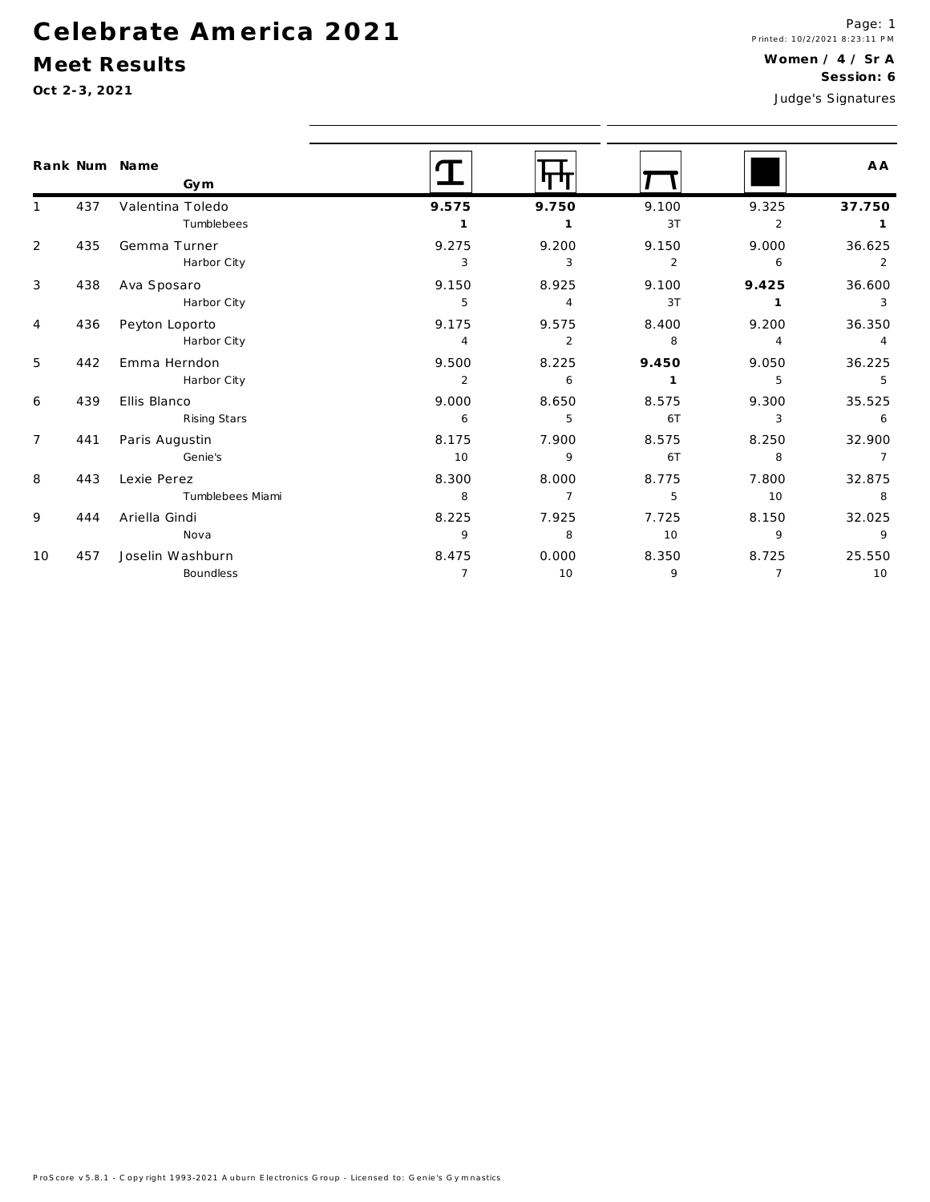# Celebrate America 2021

## Meet Results

**Oct 2-3, 2021**

Printed: 10/2/2021 8:23:11 PM

**Women / 4 / Sr A**
**Session: 6**

Judge's Signatures

| Rank | Num | Name / Gym | Vault | Bars | Beam | Floor | AA |
|---|---|---|---|---|---|---|---|
| 1 | 437 | Valentina Toledo<br>Tumblebees | **9.575**<br>**1** | **9.750**<br>**1** | 9.100<br>3T | 9.325<br>2 | **37.750**<br>**1** |
| 2 | 435 | Gemma Turner<br>Harbor City | 9.275<br>3 | 9.200<br>3 | 9.150<br>2 | 9.000<br>6 | 36.625<br>2 |
| 3 | 438 | Ava Sposaro<br>Harbor City | 9.150<br>5 | 8.925<br>4 | 9.100<br>3T | **9.425**<br>**1** | 36.600<br>3 |
| 4 | 436 | Peyton Loporto<br>Harbor City | 9.175<br>4 | 9.575<br>2 | 8.400<br>8 | 9.200<br>4 | 36.350<br>4 |
| 5 | 442 | Emma Herndon<br>Harbor City | 9.500<br>2 | 8.225<br>6 | **9.450**<br>**1** | 9.050<br>5 | 36.225<br>5 |
| 6 | 439 | Ellis Blanco<br>Rising Stars | 9.000<br>6 | 8.650<br>5 | 8.575<br>6T | 9.300<br>3 | 35.525<br>6 |
| 7 | 441 | Paris Augustin<br>Genie's | 8.175<br>10 | 7.900<br>9 | 8.575<br>6T | 8.250<br>8 | 32.900<br>7 |
| 8 | 443 | Lexie Perez<br>Tumblebees Miami | 8.300<br>8 | 8.000<br>7 | 8.775<br>5 | 7.800<br>10 | 32.875<br>8 |
| 9 | 444 | Ariella Gindi<br>Nova | 8.225<br>9 | 7.925<br>8 | 7.725<br>10 | 8.150<br>9 | 32.025<br>9 |
| 10 | 457 | Joselin Washburn<br>Boundless | 8.475<br>7 | 0.000<br>10 | 8.350<br>9 | 8.725<br>7 | 25.550<br>10 |

ProScore v5.8.1 - Copyright 1993-2021 Auburn Electronics Group - Licensed to: Genie's Gymnastics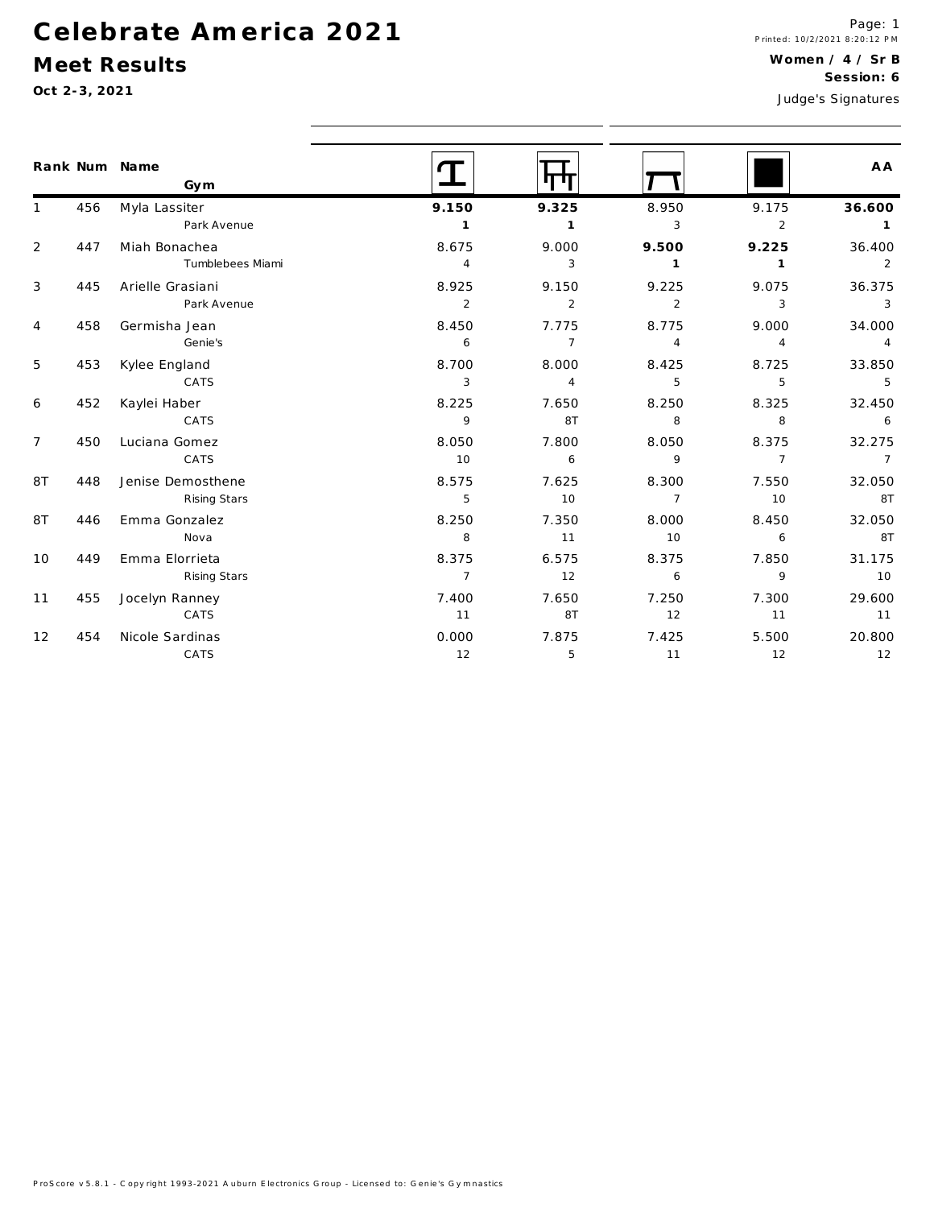# Celebrate America 2021

## Meet Results

Oct 2-3, 2021

Printed: 10/2/2021 8:20:12 PM

**Women / 4 / Sr B**

**Session: 6**

Judge's Signatures

| Rank | Num | Name / Gym | Vault | Bars | Beam | Floor | AA |
|---|---|---|---|---|---|---|---|
| 1 | 456 | Myla Lassiter<br>Park Avenue | **9.150**<br>**1** | **9.325**<br>**1** | 8.950<br>3 | 9.175<br>2 | **36.600**<br>**1** |
| 2 | 447 | Miah Bonachea<br>Tumblebees Miami | 8.675<br>4 | 9.000<br>3 | **9.500**<br>**1** | **9.225**<br>**1** | 36.400<br>2 |
| 3 | 445 | Arielle Grasiani<br>Park Avenue | 8.925<br>2 | 9.150<br>2 | 9.225<br>2 | 9.075<br>3 | 36.375<br>3 |
| 4 | 458 | Germisha Jean<br>Genie's | 8.450<br>6 | 7.775<br>7 | 8.775<br>4 | 9.000<br>4 | 34.000<br>4 |
| 5 | 453 | Kylee England<br>CATS | 8.700<br>3 | 8.000<br>4 | 8.425<br>5 | 8.725<br>5 | 33.850<br>5 |
| 6 | 452 | Kaylei Haber<br>CATS | 8.225<br>9 | 7.650<br>8T | 8.250<br>8 | 8.325<br>8 | 32.450<br>6 |
| 7 | 450 | Luciana Gomez<br>CATS | 8.050<br>10 | 7.800<br>6 | 8.050<br>9 | 8.375<br>7 | 32.275<br>7 |
| 8T | 448 | Jenise Demosthene<br>Rising Stars | 8.575<br>5 | 7.625<br>10 | 8.300<br>7 | 7.550<br>10 | 32.050<br>8T |
| 8T | 446 | Emma Gonzalez<br>Nova | 8.250<br>8 | 7.350<br>11 | 8.000<br>10 | 8.450<br>6 | 32.050<br>8T |
| 10 | 449 | Emma Elorrieta<br>Rising Stars | 8.375<br>7 | 6.575<br>12 | 8.375<br>6 | 7.850<br>9 | 31.175<br>10 |
| 11 | 455 | Jocelyn Ranney<br>CATS | 7.400<br>11 | 7.650<br>8T | 7.250<br>12 | 7.300<br>11 | 29.600<br>11 |
| 12 | 454 | Nicole Sardinas<br>CATS | 0.000<br>12 | 7.875<br>5 | 7.425<br>11 | 5.500<br>12 | 20.800<br>12 |

ProScore v5.8.1 - Copyright 1993-2021 Auburn Electronics Group - Licensed to: Genie's Gymnastics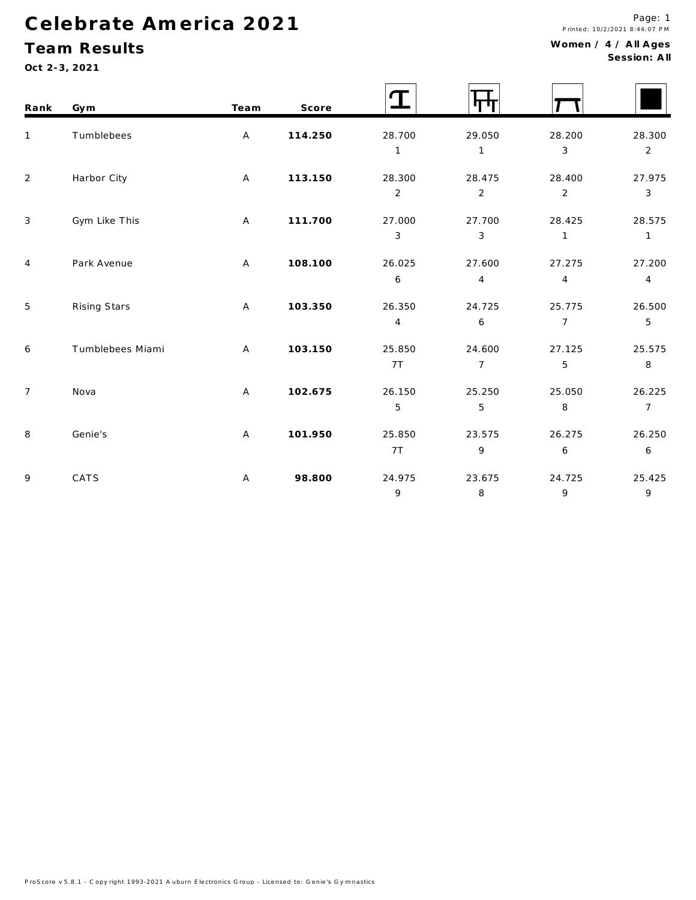# Celebrate America 2021

## Team Results

Oct 2-3, 2021

Printed: 10/2/2021 8:44:07 PM

**Women / 4 / All Ages**
**Session: All**

| Rank | Gym | Team | Score | Vault | Bars | Beam | Floor |
|---|---|---|---|---|---|---|---|
| 1 | Tumblebees | A | **114.250** | 28.700<br>1 | 29.050<br>1 | 28.200<br>3 | 28.300<br>2 |
| 2 | Harbor City | A | **113.150** | 28.300<br>2 | 28.475<br>2 | 28.400<br>2 | 27.975<br>3 |
| 3 | Gym Like This | A | **111.700** | 27.000<br>3 | 27.700<br>3 | 28.425<br>1 | 28.575<br>1 |
| 4 | Park Avenue | A | **108.100** | 26.025<br>6 | 27.600<br>4 | 27.275<br>4 | 27.200<br>4 |
| 5 | Rising Stars | A | **103.350** | 26.350<br>4 | 24.725<br>6 | 25.775<br>7 | 26.500<br>5 |
| 6 | Tumblebees Miami | A | **103.150** | 25.850<br>7T | 24.600<br>7 | 27.125<br>5 | 25.575<br>8 |
| 7 | Nova | A | **102.675** | 26.150<br>5 | 25.250<br>5 | 25.050<br>8 | 26.225<br>7 |
| 8 | Genie's | A | **101.950** | 25.850<br>7T | 23.575<br>9 | 26.275<br>6 | 26.250<br>6 |
| 9 | CATS | A | **98.800** | 24.975<br>9 | 23.675<br>8 | 24.725<br>9 | 25.425<br>9 |

ProScore v5.8.1 - Copyright 1993-2021 Auburn Electronics Group - Licensed to: Genie's Gymnastics